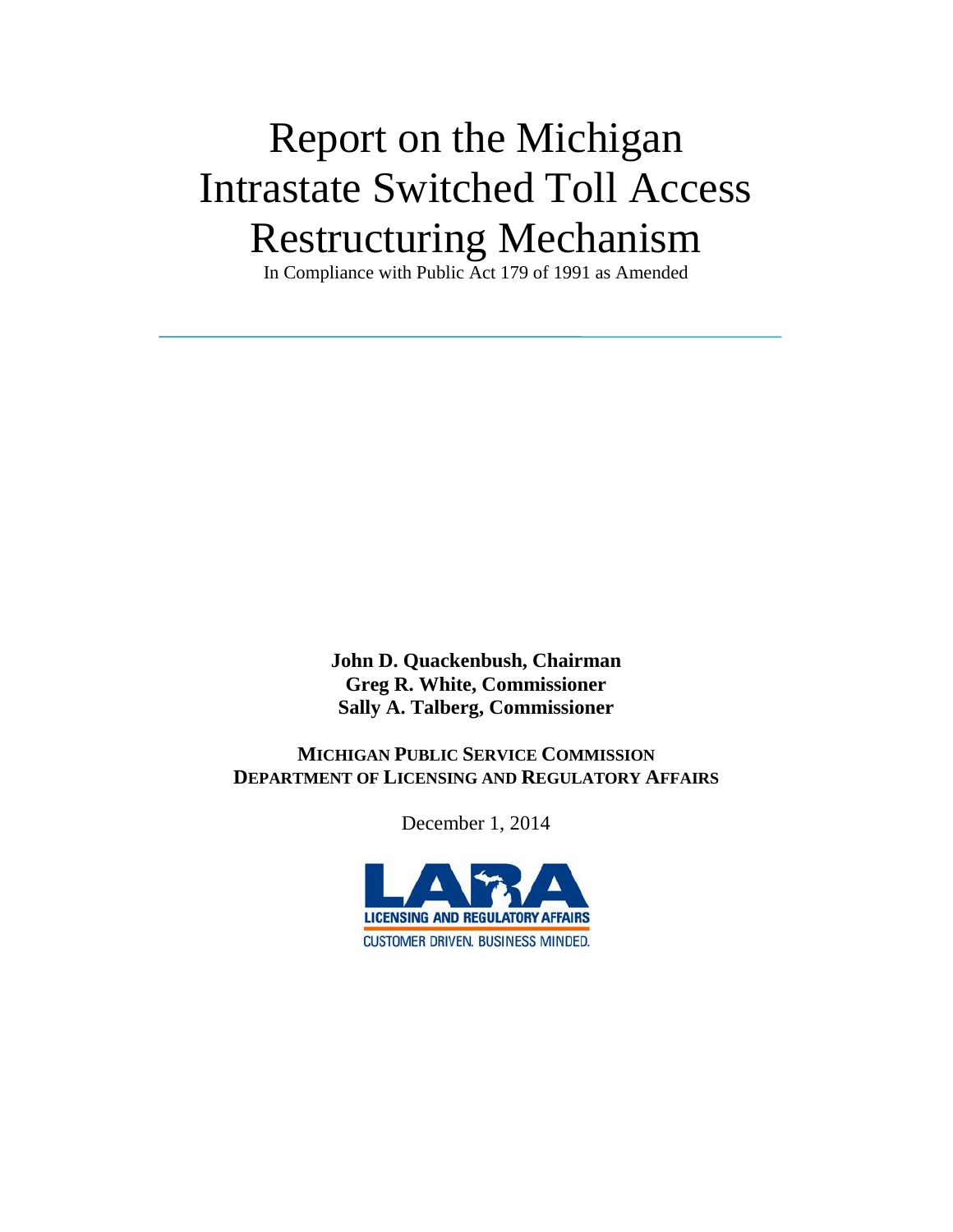# Report on the Michigan Intrastate Switched Toll Access Restructuring Mechanism

In Compliance with Public Act 179 of 1991 as Amended

**John D. Quackenbush, Chairman**
**Greg R. White, Commissioner**
**Sally A. Talberg, Commissioner**

**MICHIGAN PUBLIC SERVICE COMMISSION**
**DEPARTMENT OF LICENSING AND REGULATORY AFFAIRS**

December 1, 2014

LARA
LICENSING AND REGULATORY AFFAIRS
CUSTOMER DRIVEN. BUSINESS MINDED.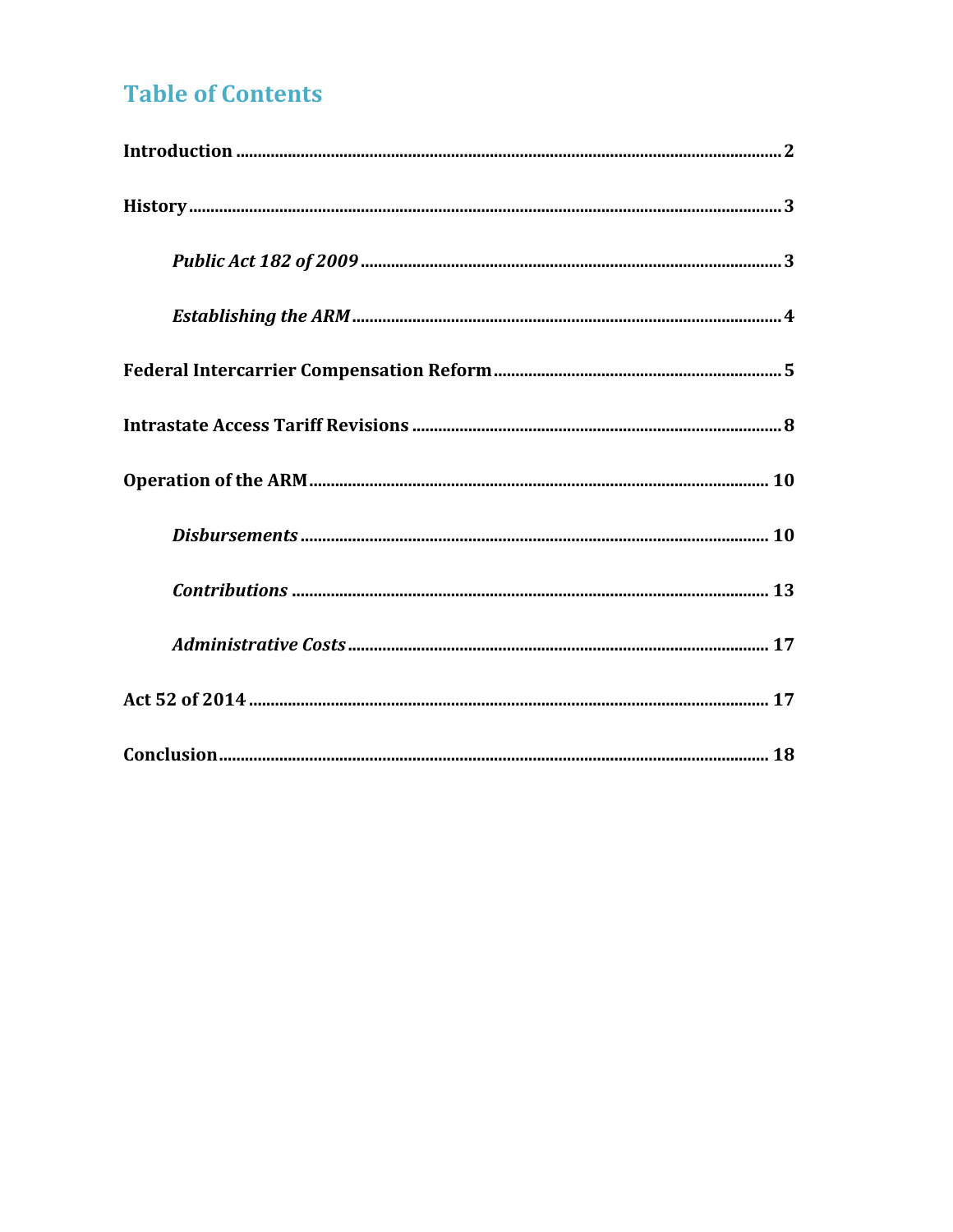# Table of Contents

**Introduction** .......... 2

**History** .......... 3

*Public Act 182 of 2009* .......... 3

*Establishing the ARM* .......... 4

**Federal Intercarrier Compensation Reform** .......... 5

**Intrastate Access Tariff Revisions** .......... 8

**Operation of the ARM** .......... 10

*Disbursements* .......... 10

*Contributions* .......... 13

*Administrative Costs* .......... 17

**Act 52 of 2014** .......... 17

**Conclusion** .......... 18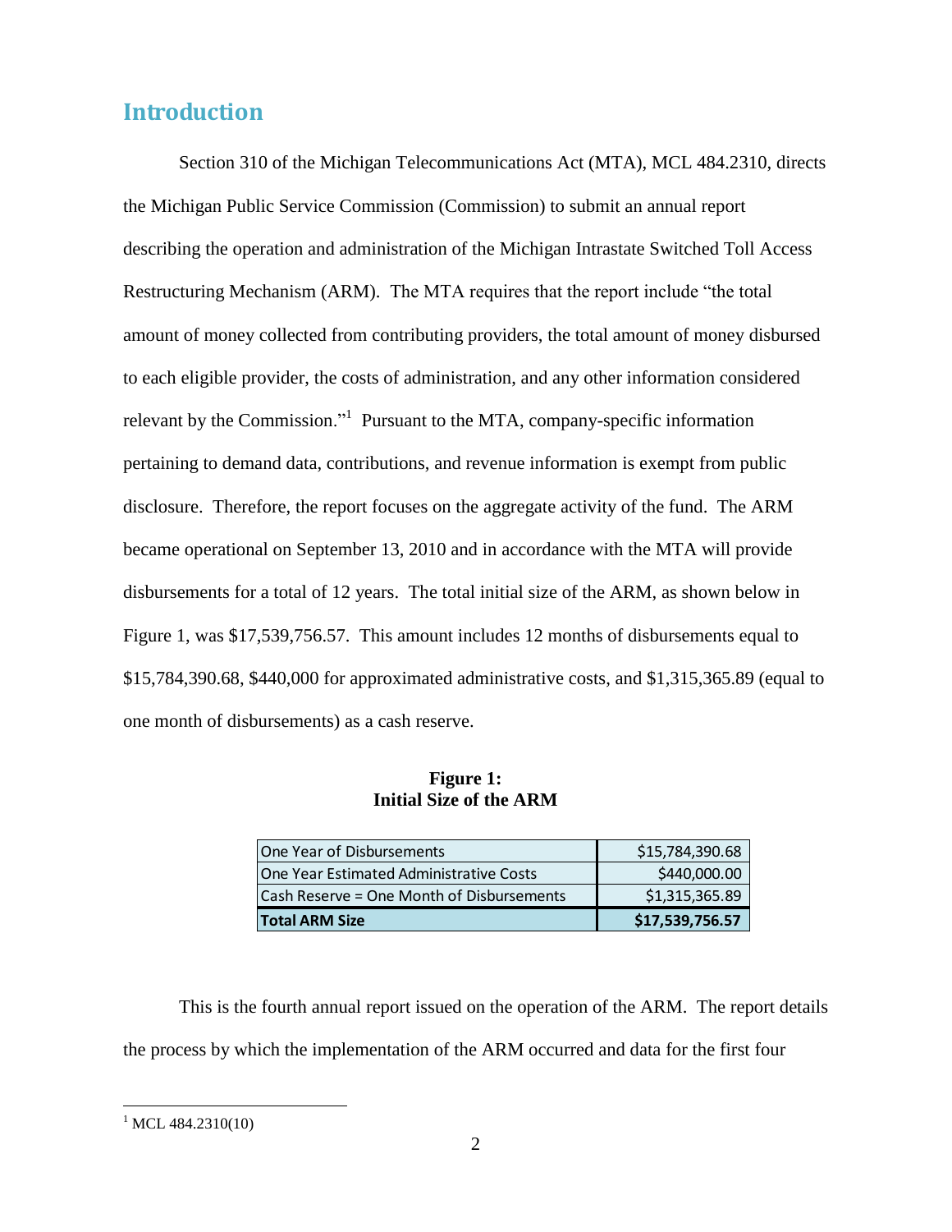## Introduction

Section 310 of the Michigan Telecommunications Act (MTA), MCL 484.2310, directs the Michigan Public Service Commission (Commission) to submit an annual report describing the operation and administration of the Michigan Intrastate Switched Toll Access Restructuring Mechanism (ARM). The MTA requires that the report include "the total amount of money collected from contributing providers, the total amount of money disbursed to each eligible provider, the costs of administration, and any other information considered relevant by the Commission."[1] Pursuant to the MTA, company-specific information pertaining to demand data, contributions, and revenue information is exempt from public disclosure. Therefore, the report focuses on the aggregate activity of the fund. The ARM became operational on September 13, 2010 and in accordance with the MTA will provide disbursements for a total of 12 years. The total initial size of the ARM, as shown below in Figure 1, was $17,539,756.57. This amount includes 12 months of disbursements equal to $15,784,390.68, $440,000 for approximated administrative costs, and $1,315,365.89 (equal to one month of disbursements) as a cash reserve.

**Figure 1:**
**Initial Size of the ARM**

| | |
|---|---:|
| One Year of Disbursements | $15,784,390.68 |
| One Year Estimated Administrative Costs | $440,000.00 |
| Cash Reserve = One Month of Disbursements | $1,315,365.89 |
| **Total ARM Size** | **$17,539,756.57** |

This is the fourth annual report issued on the operation of the ARM. The report details the process by which the implementation of the ARM occurred and data for the first four

[1] MCL 484.2310(10)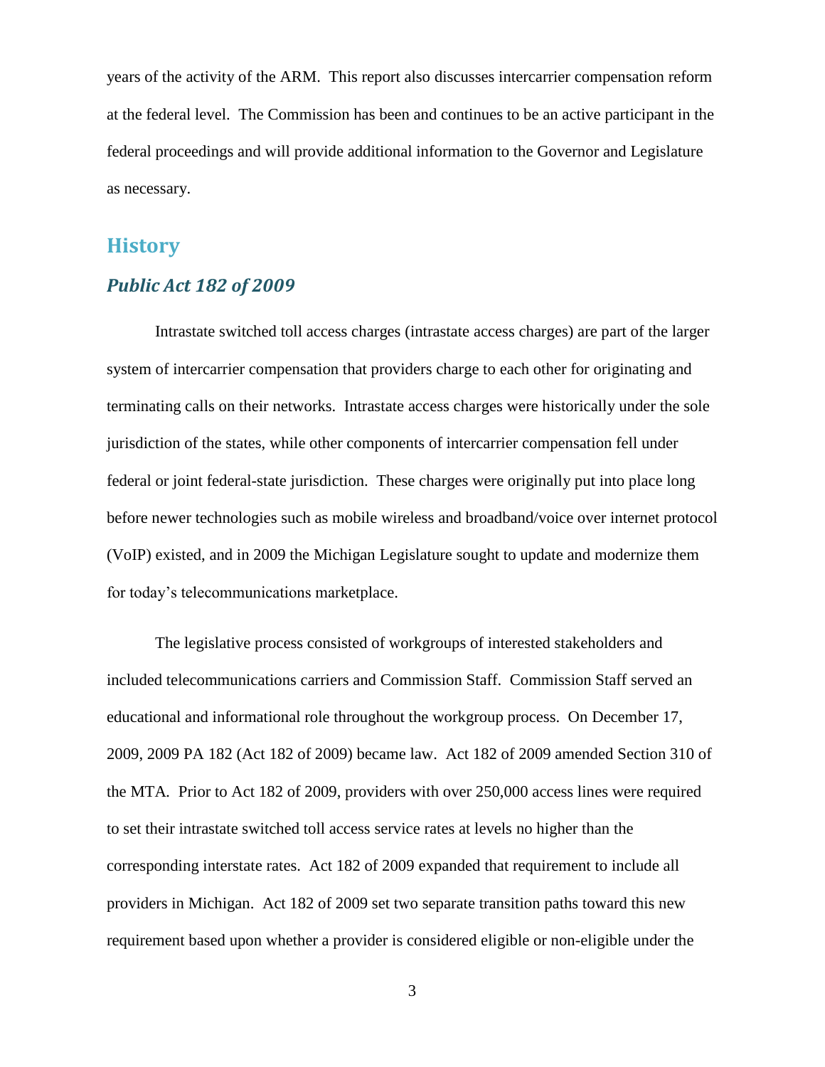years of the activity of the ARM. This report also discusses intercarrier compensation reform at the federal level. The Commission has been and continues to be an active participant in the federal proceedings and will provide additional information to the Governor and Legislature as necessary.

## History

### *Public Act 182 of 2009*

Intrastate switched toll access charges (intrastate access charges) are part of the larger system of intercarrier compensation that providers charge to each other for originating and terminating calls on their networks. Intrastate access charges were historically under the sole jurisdiction of the states, while other components of intercarrier compensation fell under federal or joint federal-state jurisdiction. These charges were originally put into place long before newer technologies such as mobile wireless and broadband/voice over internet protocol (VoIP) existed, and in 2009 the Michigan Legislature sought to update and modernize them for today's telecommunications marketplace.

The legislative process consisted of workgroups of interested stakeholders and included telecommunications carriers and Commission Staff. Commission Staff served an educational and informational role throughout the workgroup process. On December 17, 2009, 2009 PA 182 (Act 182 of 2009) became law. Act 182 of 2009 amended Section 310 of the MTA. Prior to Act 182 of 2009, providers with over 250,000 access lines were required to set their intrastate switched toll access service rates at levels no higher than the corresponding interstate rates. Act 182 of 2009 expanded that requirement to include all providers in Michigan. Act 182 of 2009 set two separate transition paths toward this new requirement based upon whether a provider is considered eligible or non-eligible under the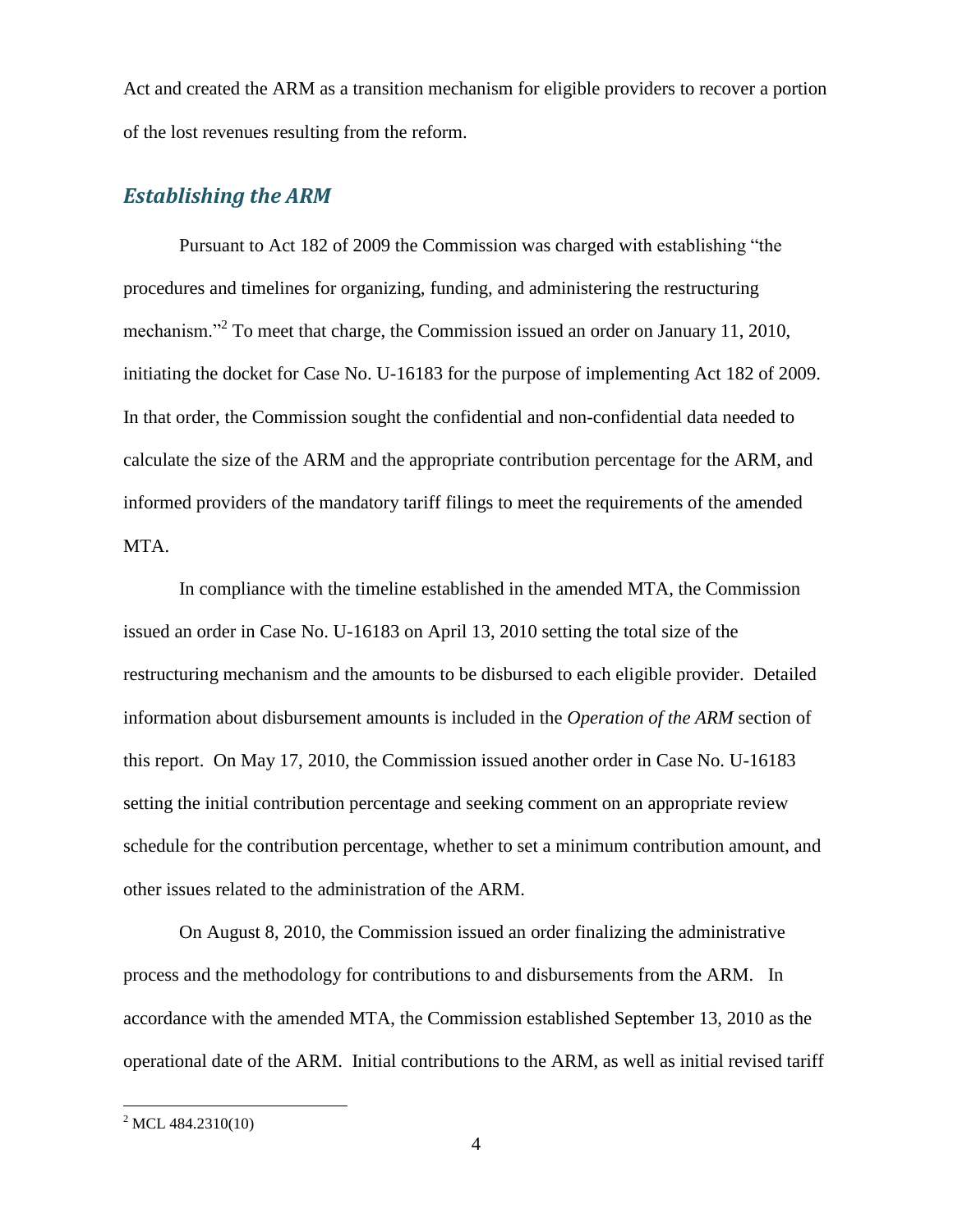Act and created the ARM as a transition mechanism for eligible providers to recover a portion of the lost revenues resulting from the reform.

## *Establishing the ARM*

Pursuant to Act 182 of 2009 the Commission was charged with establishing "the procedures and timelines for organizing, funding, and administering the restructuring mechanism."[2] To meet that charge, the Commission issued an order on January 11, 2010, initiating the docket for Case No. U-16183 for the purpose of implementing Act 182 of 2009. In that order, the Commission sought the confidential and non-confidential data needed to calculate the size of the ARM and the appropriate contribution percentage for the ARM, and informed providers of the mandatory tariff filings to meet the requirements of the amended MTA.

In compliance with the timeline established in the amended MTA, the Commission issued an order in Case No. U-16183 on April 13, 2010 setting the total size of the restructuring mechanism and the amounts to be disbursed to each eligible provider. Detailed information about disbursement amounts is included in the *Operation of the ARM* section of this report. On May 17, 2010, the Commission issued another order in Case No. U-16183 setting the initial contribution percentage and seeking comment on an appropriate review schedule for the contribution percentage, whether to set a minimum contribution amount, and other issues related to the administration of the ARM.

On August 8, 2010, the Commission issued an order finalizing the administrative process and the methodology for contributions to and disbursements from the ARM. In accordance with the amended MTA, the Commission established September 13, 2010 as the operational date of the ARM. Initial contributions to the ARM, as well as initial revised tariff

[2] MCL 484.2310(10)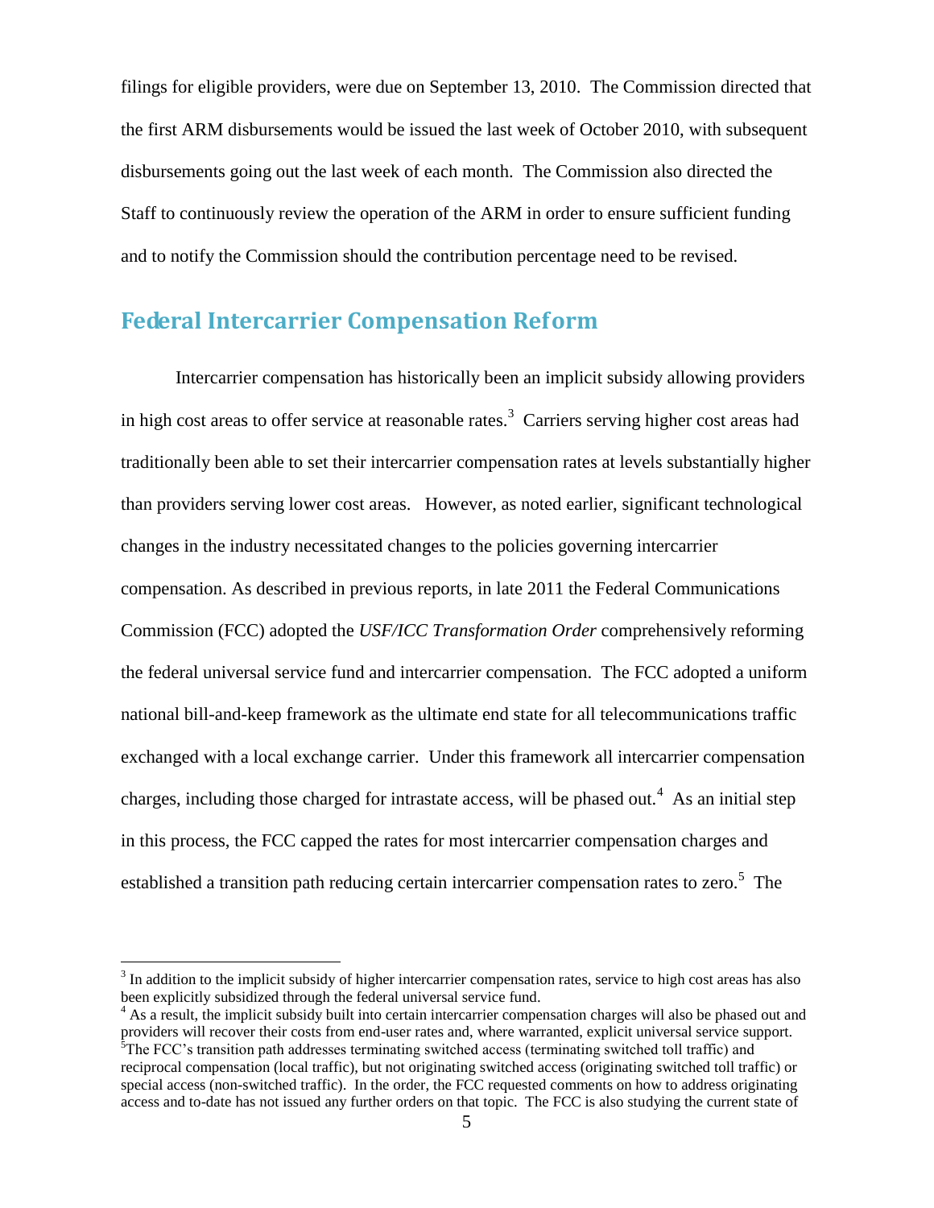filings for eligible providers, were due on September 13, 2010. The Commission directed that the first ARM disbursements would be issued the last week of October 2010, with subsequent disbursements going out the last week of each month. The Commission also directed the Staff to continuously review the operation of the ARM in order to ensure sufficient funding and to notify the Commission should the contribution percentage need to be revised.

## Federal Intercarrier Compensation Reform

Intercarrier compensation has historically been an implicit subsidy allowing providers in high cost areas to offer service at reasonable rates.[3] Carriers serving higher cost areas had traditionally been able to set their intercarrier compensation rates at levels substantially higher than providers serving lower cost areas. However, as noted earlier, significant technological changes in the industry necessitated changes to the policies governing intercarrier compensation. As described in previous reports, in late 2011 the Federal Communications Commission (FCC) adopted the *USF/ICC Transformation Order* comprehensively reforming the federal universal service fund and intercarrier compensation. The FCC adopted a uniform national bill-and-keep framework as the ultimate end state for all telecommunications traffic exchanged with a local exchange carrier. Under this framework all intercarrier compensation charges, including those charged for intrastate access, will be phased out.[4] As an initial step in this process, the FCC capped the rates for most intercarrier compensation charges and established a transition path reducing certain intercarrier compensation rates to zero.[5] The

---

[3] In addition to the implicit subsidy of higher intercarrier compensation rates, service to high cost areas has also been explicitly subsidized through the federal universal service fund.

[4] As a result, the implicit subsidy built into certain intercarrier compensation charges will also be phased out and providers will recover their costs from end-user rates and, where warranted, explicit universal service support.

[5] The FCC's transition path addresses terminating switched access (terminating switched toll traffic) and reciprocal compensation (local traffic), but not originating switched access (originating switched toll traffic) or special access (non-switched traffic). In the order, the FCC requested comments on how to address originating access and to-date has not issued any further orders on that topic. The FCC is also studying the current state of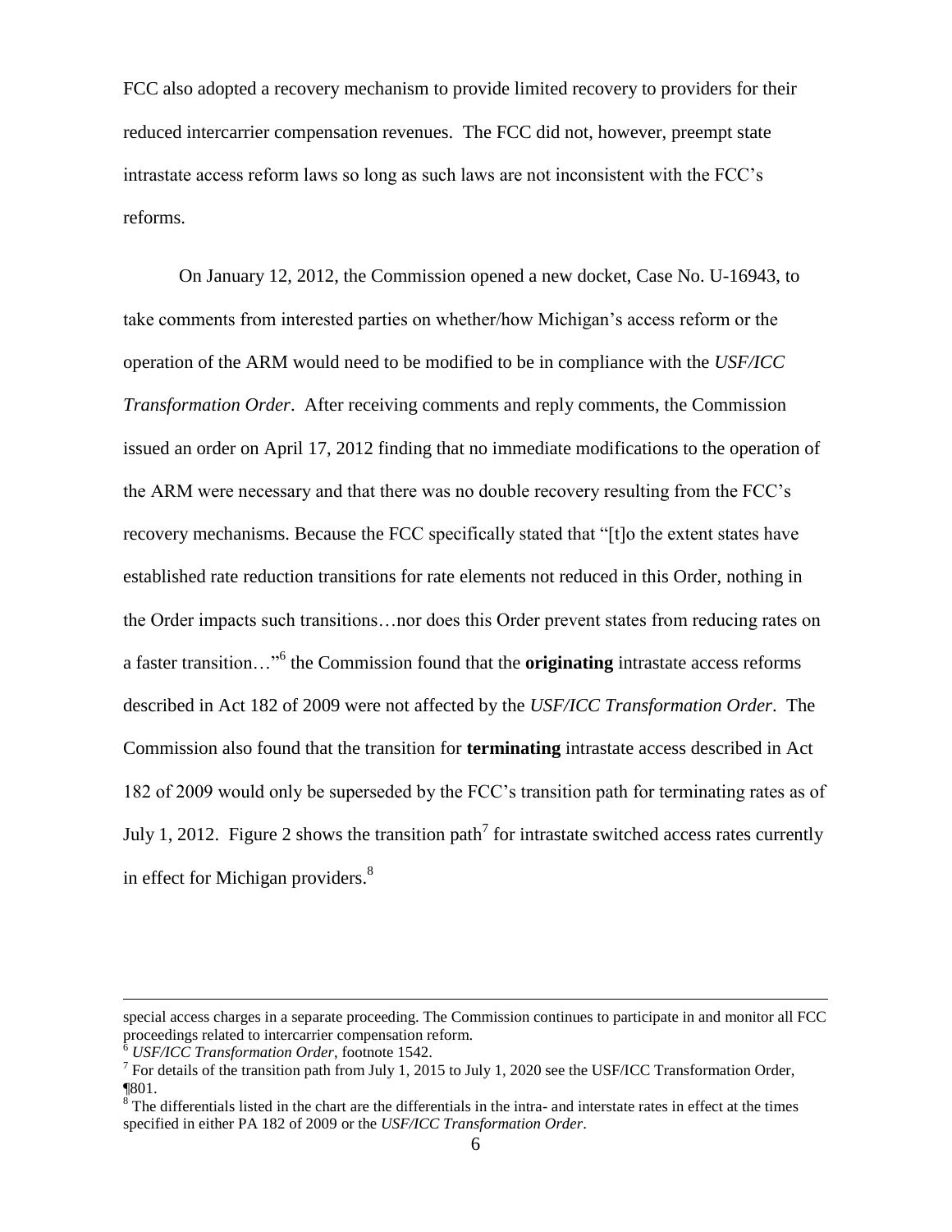FCC also adopted a recovery mechanism to provide limited recovery to providers for their reduced intercarrier compensation revenues. The FCC did not, however, preempt state intrastate access reform laws so long as such laws are not inconsistent with the FCC's reforms.

On January 12, 2012, the Commission opened a new docket, Case No. U-16943, to take comments from interested parties on whether/how Michigan's access reform or the operation of the ARM would need to be modified to be in compliance with the *USF/ICC Transformation Order*. After receiving comments and reply comments, the Commission issued an order on April 17, 2012 finding that no immediate modifications to the operation of the ARM were necessary and that there was no double recovery resulting from the FCC's recovery mechanisms. Because the FCC specifically stated that "[t]o the extent states have established rate reduction transitions for rate elements not reduced in this Order, nothing in the Order impacts such transitions…nor does this Order prevent states from reducing rates on a faster transition…"[6] the Commission found that the **originating** intrastate access reforms described in Act 182 of 2009 were not affected by the *USF/ICC Transformation Order*. The Commission also found that the transition for **terminating** intrastate access described in Act 182 of 2009 would only be superseded by the FCC's transition path for terminating rates as of July 1, 2012. Figure 2 shows the transition path[7] for intrastate switched access rates currently in effect for Michigan providers.[8]

---

special access charges in a separate proceeding. The Commission continues to participate in and monitor all FCC proceedings related to intercarrier compensation reform.

[6] *USF/ICC Transformation Order*, footnote 1542.

[7] For details of the transition path from July 1, 2015 to July 1, 2020 see the USF/ICC Transformation Order, ¶801.

[8] The differentials listed in the chart are the differentials in the intra- and interstate rates in effect at the times specified in either PA 182 of 2009 or the *USF/ICC Transformation Order*.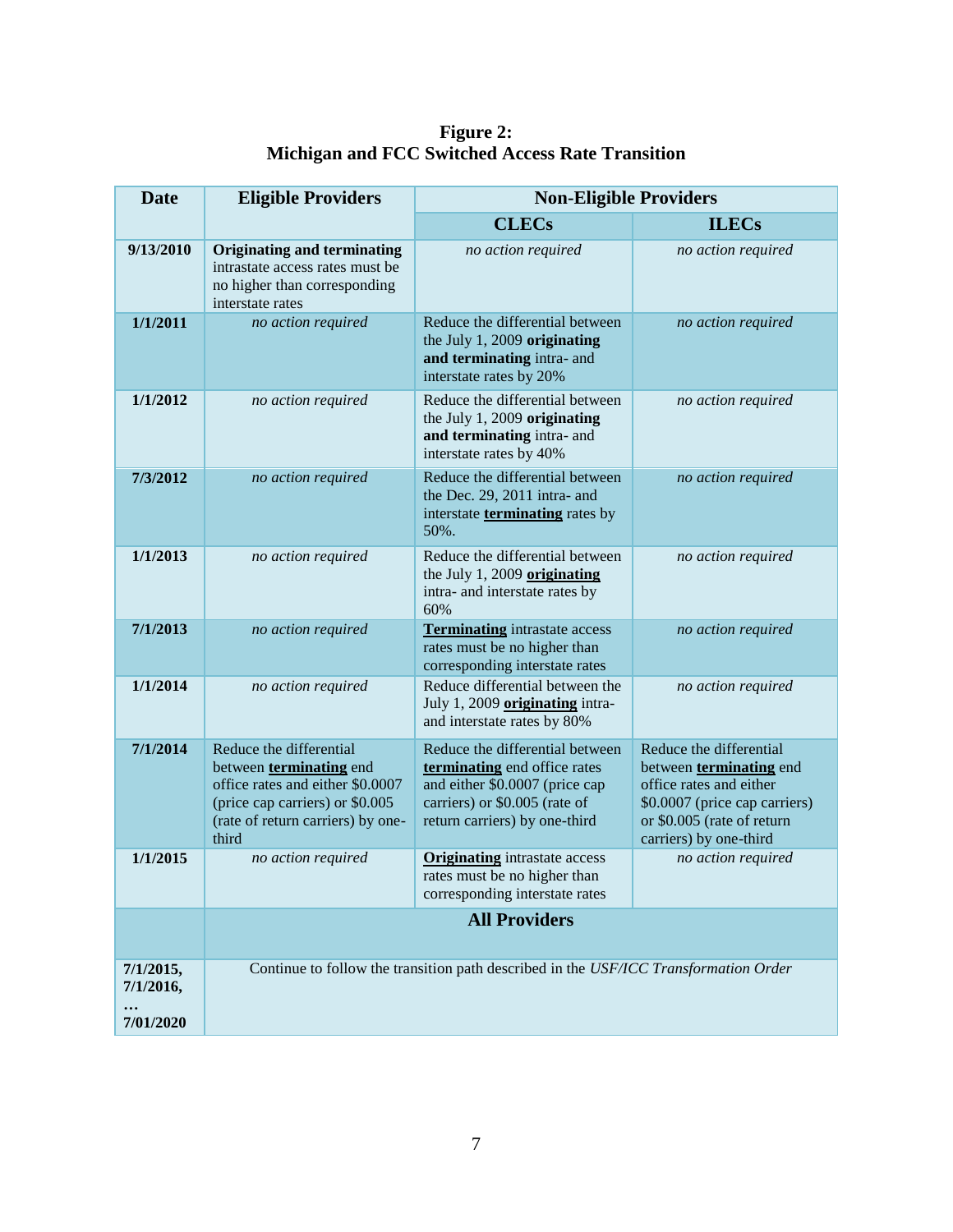**Figure 2:**
**Michigan and FCC Switched Access Rate Transition**

| Date | Eligible Providers | Non-Eligible Providers | |
|---|---|---|---|
| | | **CLECs** | **ILECs** |
| **9/13/2010** | **Originating and terminating** intrastate access rates must be no higher than corresponding interstate rates | *no action required* | *no action required* |
| **1/1/2011** | *no action required* | Reduce the differential between the July 1, 2009 **originating and terminating** intra- and interstate rates by 20% | *no action required* |
| **1/1/2012** | *no action required* | Reduce the differential between the July 1, 2009 **originating and terminating** intra- and interstate rates by 40% | *no action required* |
| **7/3/2012** | *no action required* | Reduce the differential between the Dec. 29, 2011 intra- and interstate **terminating** rates by 50%. | *no action required* |
| **1/1/2013** | *no action required* | Reduce the differential between the July 1, 2009 **originating** intra- and interstate rates by 60% | *no action required* |
| **7/1/2013** | *no action required* | **Terminating** intrastate access rates must be no higher than corresponding interstate rates | *no action required* |
| **1/1/2014** | *no action required* | Reduce differential between the July 1, 2009 **originating** intra- and interstate rates by 80% | *no action required* |
| **7/1/2014** | Reduce the differential between **terminating** end office rates and either \$0.0007 (price cap carriers) or \$0.005 (rate of return carriers) by one-third | Reduce the differential between **terminating** end office rates and either \$0.0007 (price cap carriers) or \$0.005 (rate of return carriers) by one-third | Reduce the differential between **terminating** end office rates and either \$0.0007 (price cap carriers) or \$0.005 (rate of return carriers) by one-third |
| **1/1/2015** | *no action required* | **Originating** intrastate access rates must be no higher than corresponding interstate rates | *no action required* |
| | **All Providers** | | |
| **7/1/2015, 7/1/2016, … 7/01/2020** | Continue to follow the transition path described in the *USF/ICC Transformation Order* | | |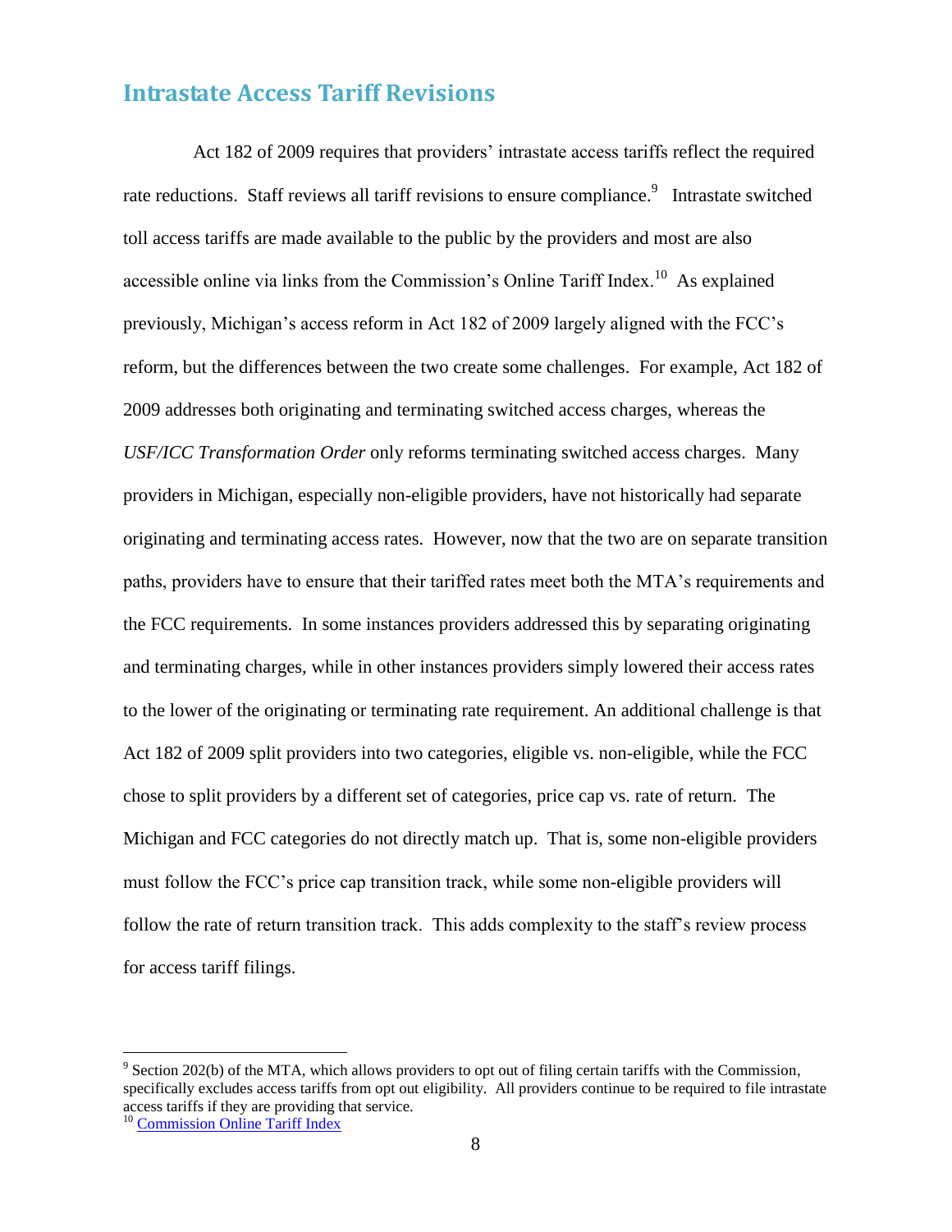## Intrastate Access Tariff Revisions

Act 182 of 2009 requires that providers' intrastate access tariffs reflect the required rate reductions. Staff reviews all tariff revisions to ensure compliance.[9] Intrastate switched toll access tariffs are made available to the public by the providers and most are also accessible online via links from the Commission's Online Tariff Index.[10] As explained previously, Michigan's access reform in Act 182 of 2009 largely aligned with the FCC's reform, but the differences between the two create some challenges. For example, Act 182 of 2009 addresses both originating and terminating switched access charges, whereas the *USF/ICC Transformation Order* only reforms terminating switched access charges. Many providers in Michigan, especially non-eligible providers, have not historically had separate originating and terminating access rates. However, now that the two are on separate transition paths, providers have to ensure that their tariffed rates meet both the MTA's requirements and the FCC requirements. In some instances providers addressed this by separating originating and terminating charges, while in other instances providers simply lowered their access rates to the lower of the originating or terminating rate requirement. An additional challenge is that Act 182 of 2009 split providers into two categories, eligible vs. non-eligible, while the FCC chose to split providers by a different set of categories, price cap vs. rate of return. The Michigan and FCC categories do not directly match up. That is, some non-eligible providers must follow the FCC's price cap transition track, while some non-eligible providers will follow the rate of return transition track. This adds complexity to the staff's review process for access tariff filings.

---

[9] Section 202(b) of the MTA, which allows providers to opt out of filing certain tariffs with the Commission, specifically excludes access tariffs from opt out eligibility. All providers continue to be required to file intrastate access tariffs if they are providing that service.

[10] Commission Online Tariff Index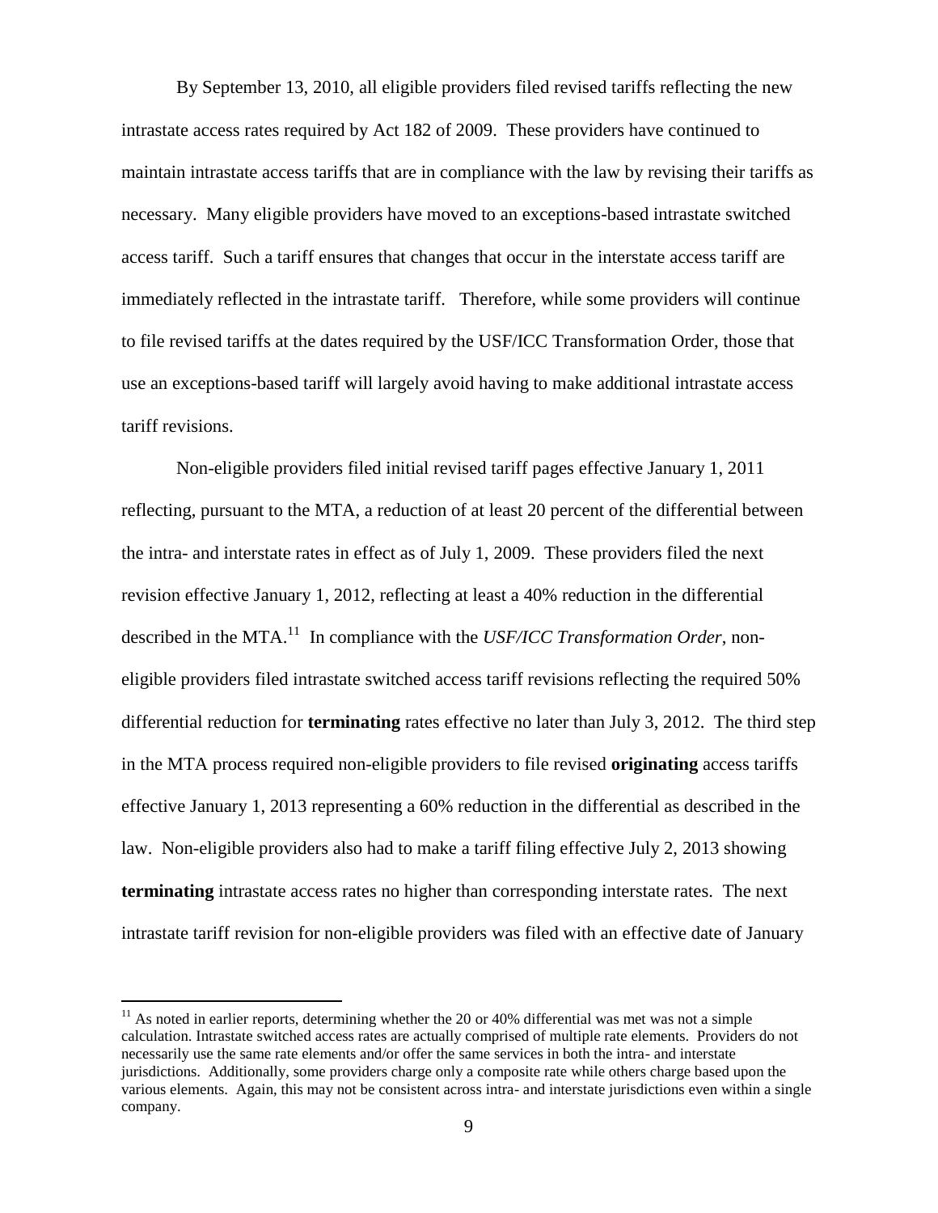By September 13, 2010, all eligible providers filed revised tariffs reflecting the new intrastate access rates required by Act 182 of 2009. These providers have continued to maintain intrastate access tariffs that are in compliance with the law by revising their tariffs as necessary. Many eligible providers have moved to an exceptions-based intrastate switched access tariff. Such a tariff ensures that changes that occur in the interstate access tariff are immediately reflected in the intrastate tariff. Therefore, while some providers will continue to file revised tariffs at the dates required by the USF/ICC Transformation Order, those that use an exceptions-based tariff will largely avoid having to make additional intrastate access tariff revisions.

Non-eligible providers filed initial revised tariff pages effective January 1, 2011 reflecting, pursuant to the MTA, a reduction of at least 20 percent of the differential between the intra- and interstate rates in effect as of July 1, 2009. These providers filed the next revision effective January 1, 2012, reflecting at least a 40% reduction in the differential described in the MTA.[11] In compliance with the *USF/ICC Transformation Order*, non-eligible providers filed intrastate switched access tariff revisions reflecting the required 50% differential reduction for **terminating** rates effective no later than July 3, 2012. The third step in the MTA process required non-eligible providers to file revised **originating** access tariffs effective January 1, 2013 representing a 60% reduction in the differential as described in the law. Non-eligible providers also had to make a tariff filing effective July 2, 2013 showing **terminating** intrastate access rates no higher than corresponding interstate rates. The next intrastate tariff revision for non-eligible providers was filed with an effective date of January

[11] As noted in earlier reports, determining whether the 20 or 40% differential was met was not a simple calculation. Intrastate switched access rates are actually comprised of multiple rate elements. Providers do not necessarily use the same rate elements and/or offer the same services in both the intra- and interstate jurisdictions. Additionally, some providers charge only a composite rate while others charge based upon the various elements. Again, this may not be consistent across intra- and interstate jurisdictions even within a single company.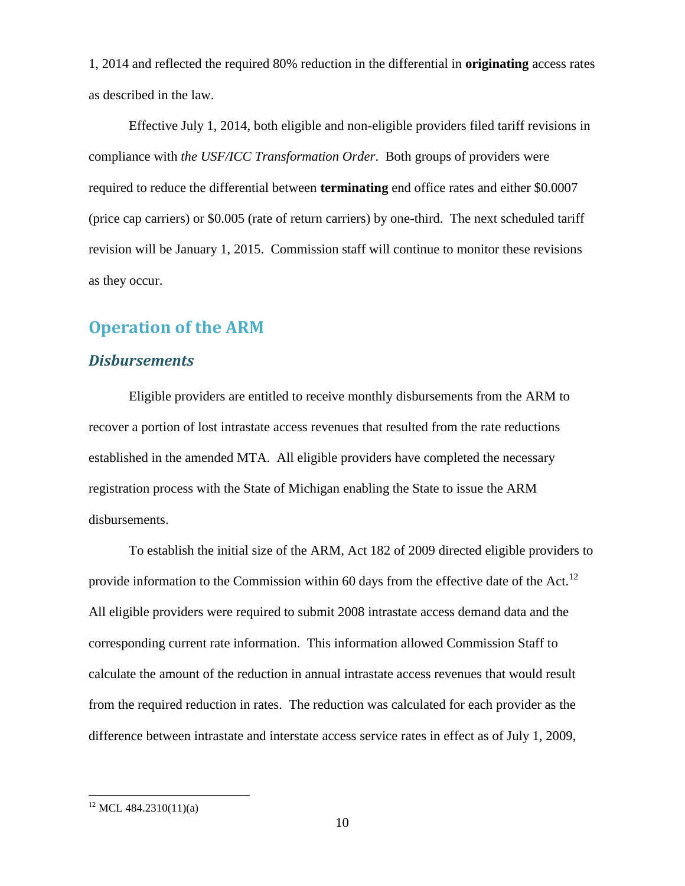1, 2014 and reflected the required 80% reduction in the differential in **originating** access rates as described in the law.

Effective July 1, 2014, both eligible and non-eligible providers filed tariff revisions in compliance with *the USF/ICC Transformation Order*. Both groups of providers were required to reduce the differential between **terminating** end office rates and either $0.0007 (price cap carriers) or $0.005 (rate of return carriers) by one-third. The next scheduled tariff revision will be January 1, 2015. Commission staff will continue to monitor these revisions as they occur.

## Operation of the ARM

### *Disbursements*

Eligible providers are entitled to receive monthly disbursements from the ARM to recover a portion of lost intrastate access revenues that resulted from the rate reductions established in the amended MTA. All eligible providers have completed the necessary registration process with the State of Michigan enabling the State to issue the ARM disbursements.

To establish the initial size of the ARM, Act 182 of 2009 directed eligible providers to provide information to the Commission within 60 days from the effective date of the Act.[12] All eligible providers were required to submit 2008 intrastate access demand data and the corresponding current rate information. This information allowed Commission Staff to calculate the amount of the reduction in annual intrastate access revenues that would result from the required reduction in rates. The reduction was calculated for each provider as the difference between intrastate and interstate access service rates in effect as of July 1, 2009,

[12] MCL 484.2310(11)(a)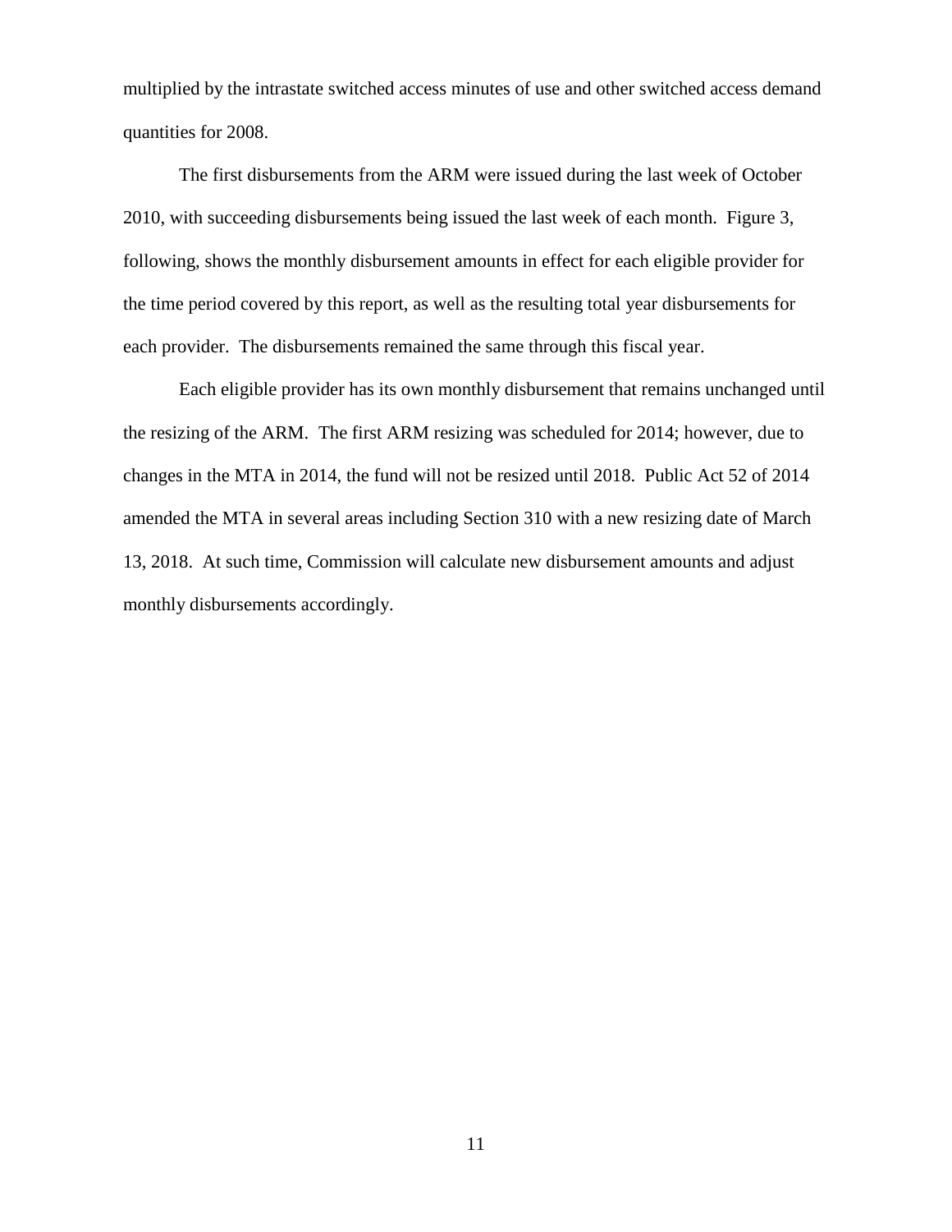multiplied by the intrastate switched access minutes of use and other switched access demand quantities for 2008.

The first disbursements from the ARM were issued during the last week of October 2010, with succeeding disbursements being issued the last week of each month. Figure 3, following, shows the monthly disbursement amounts in effect for each eligible provider for the time period covered by this report, as well as the resulting total year disbursements for each provider. The disbursements remained the same through this fiscal year.

Each eligible provider has its own monthly disbursement that remains unchanged until the resizing of the ARM. The first ARM resizing was scheduled for 2014; however, due to changes in the MTA in 2014, the fund will not be resized until 2018. Public Act 52 of 2014 amended the MTA in several areas including Section 310 with a new resizing date of March 13, 2018. At such time, Commission will calculate new disbursement amounts and adjust monthly disbursements accordingly.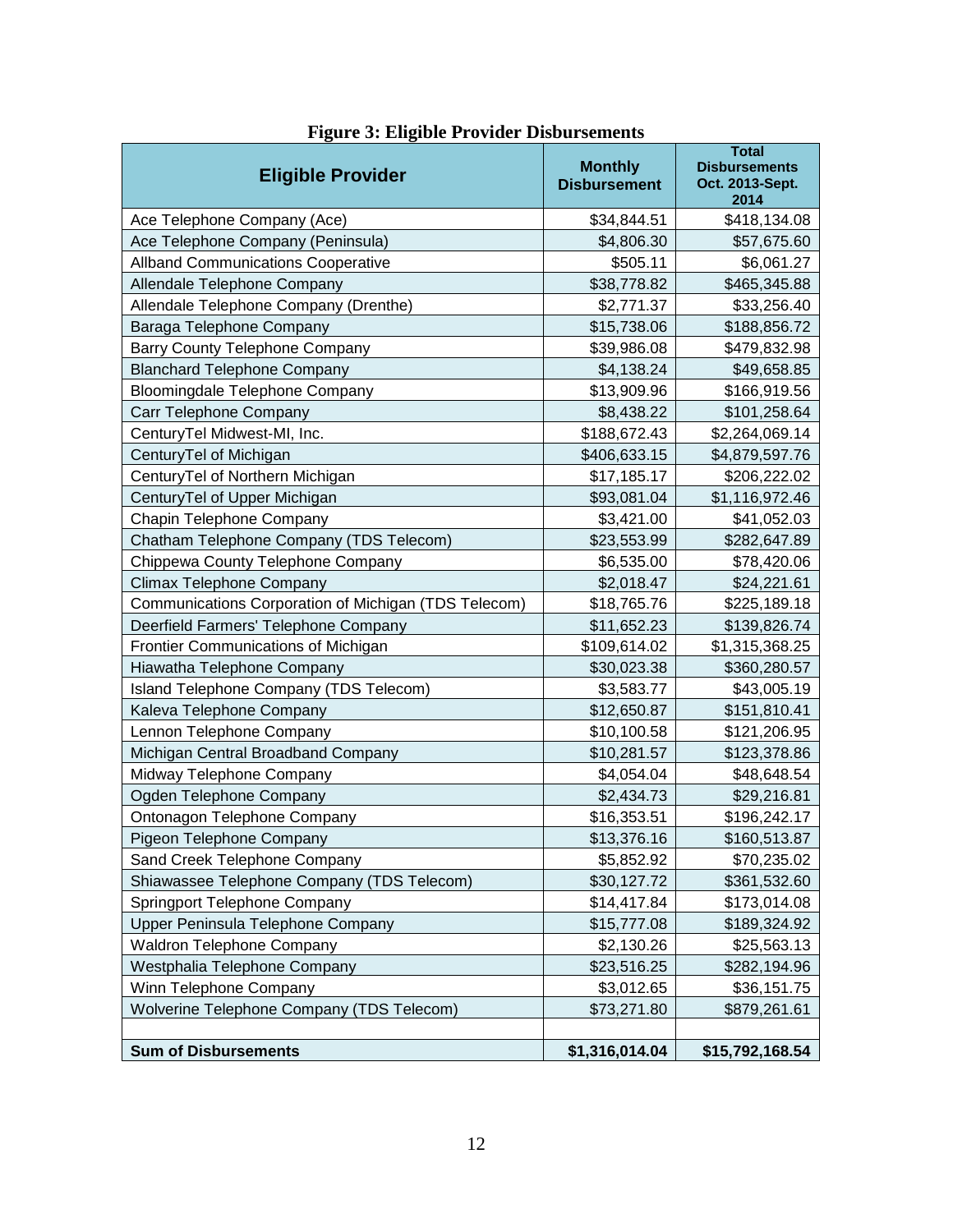**Figure 3: Eligible Provider Disbursements**

| Eligible Provider | Monthly Disbursement | Total Disbursements Oct. 2013-Sept. 2014 |
|---|---|---|
| Ace Telephone Company (Ace) | $34,844.51 | $418,134.08 |
| Ace Telephone Company (Peninsula) | $4,806.30 | $57,675.60 |
| Allband Communications Cooperative | $505.11 | $6,061.27 |
| Allendale Telephone Company | $38,778.82 | $465,345.88 |
| Allendale Telephone Company (Drenthe) | $2,771.37 | $33,256.40 |
| Baraga Telephone Company | $15,738.06 | $188,856.72 |
| Barry County Telephone Company | $39,986.08 | $479,832.98 |
| Blanchard Telephone Company | $4,138.24 | $49,658.85 |
| Bloomingdale Telephone Company | $13,909.96 | $166,919.56 |
| Carr Telephone Company | $8,438.22 | $101,258.64 |
| CenturyTel Midwest-MI, Inc. | $188,672.43 | $2,264,069.14 |
| CenturyTel of Michigan | $406,633.15 | $4,879,597.76 |
| CenturyTel of Northern Michigan | $17,185.17 | $206,222.02 |
| CenturyTel of Upper Michigan | $93,081.04 | $1,116,972.46 |
| Chapin Telephone Company | $3,421.00 | $41,052.03 |
| Chatham Telephone Company (TDS Telecom) | $23,553.99 | $282,647.89 |
| Chippewa County Telephone Company | $6,535.00 | $78,420.06 |
| Climax Telephone Company | $2,018.47 | $24,221.61 |
| Communications Corporation of Michigan (TDS Telecom) | $18,765.76 | $225,189.18 |
| Deerfield Farmers' Telephone Company | $11,652.23 | $139,826.74 |
| Frontier Communications of Michigan | $109,614.02 | $1,315,368.25 |
| Hiawatha Telephone Company | $30,023.38 | $360,280.57 |
| Island Telephone Company (TDS Telecom) | $3,583.77 | $43,005.19 |
| Kaleva Telephone Company | $12,650.87 | $151,810.41 |
| Lennon Telephone Company | $10,100.58 | $121,206.95 |
| Michigan Central Broadband Company | $10,281.57 | $123,378.86 |
| Midway Telephone Company | $4,054.04 | $48,648.54 |
| Ogden Telephone Company | $2,434.73 | $29,216.81 |
| Ontonagon Telephone Company | $16,353.51 | $196,242.17 |
| Pigeon Telephone Company | $13,376.16 | $160,513.87 |
| Sand Creek Telephone Company | $5,852.92 | $70,235.02 |
| Shiawassee Telephone Company (TDS Telecom) | $30,127.72 | $361,532.60 |
| Springport Telephone Company | $14,417.84 | $173,014.08 |
| Upper Peninsula Telephone Company | $15,777.08 | $189,324.92 |
| Waldron Telephone Company | $2,130.26 | $25,563.13 |
| Westphalia Telephone Company | $23,516.25 | $282,194.96 |
| Winn Telephone Company | $3,012.65 | $36,151.75 |
| Wolverine Telephone Company (TDS Telecom) | $73,271.80 | $879,261.61 |
| | | |
| **Sum of Disbursements** | **$1,316,014.04** | **$15,792,168.54** |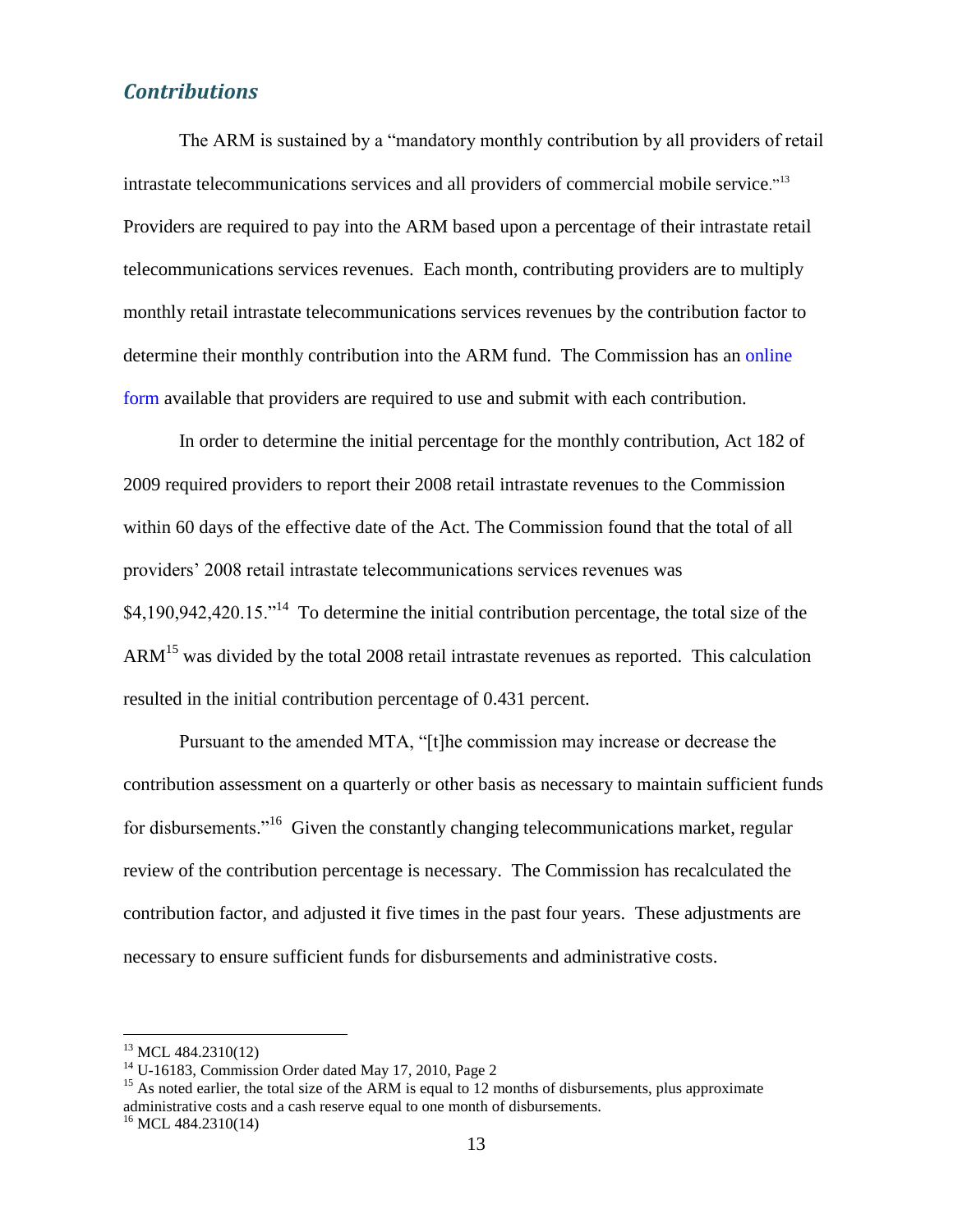## *Contributions*

The ARM is sustained by a "mandatory monthly contribution by all providers of retail intrastate telecommunications services and all providers of commercial mobile service."[13] Providers are required to pay into the ARM based upon a percentage of their intrastate retail telecommunications services revenues. Each month, contributing providers are to multiply monthly retail intrastate telecommunications services revenues by the contribution factor to determine their monthly contribution into the ARM fund. The Commission has an online form available that providers are required to use and submit with each contribution.

In order to determine the initial percentage for the monthly contribution, Act 182 of 2009 required providers to report their 2008 retail intrastate revenues to the Commission within 60 days of the effective date of the Act. The Commission found that the total of all providers' 2008 retail intrastate telecommunications services revenues was $4,190,942,420.15."[14] To determine the initial contribution percentage, the total size of the ARM[15] was divided by the total 2008 retail intrastate revenues as reported. This calculation resulted in the initial contribution percentage of 0.431 percent.

Pursuant to the amended MTA, "[t]he commission may increase or decrease the contribution assessment on a quarterly or other basis as necessary to maintain sufficient funds for disbursements."[16] Given the constantly changing telecommunications market, regular review of the contribution percentage is necessary. The Commission has recalculated the contribution factor, and adjusted it five times in the past four years. These adjustments are necessary to ensure sufficient funds for disbursements and administrative costs.

---

[13] MCL 484.2310(12)

[14] U-16183, Commission Order dated May 17, 2010, Page 2

[15] As noted earlier, the total size of the ARM is equal to 12 months of disbursements, plus approximate administrative costs and a cash reserve equal to one month of disbursements.

[16] MCL 484.2310(14)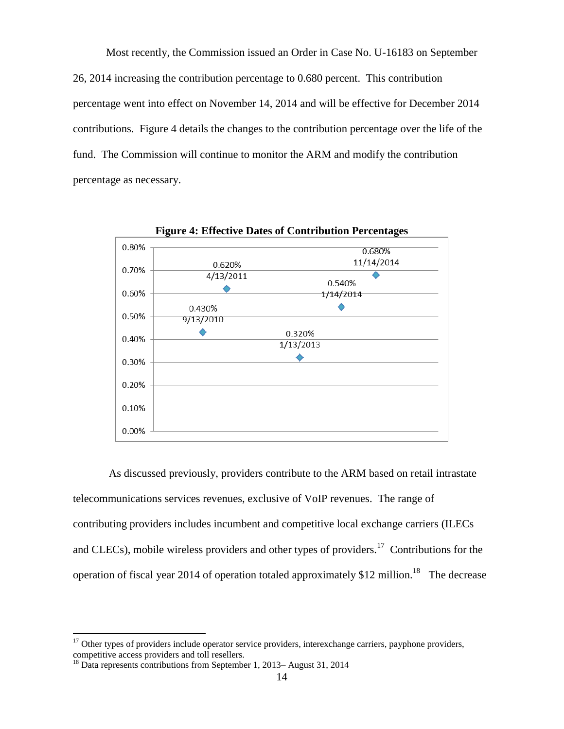Most recently, the Commission issued an Order in Case No. U-16183 on September 26, 2014 increasing the contribution percentage to 0.680 percent. This contribution percentage went into effect on November 14, 2014 and will be effective for December 2014 contributions. Figure 4 details the changes to the contribution percentage over the life of the fund. The Commission will continue to monitor the ARM and modify the contribution percentage as necessary.

**Figure 4: Effective Dates of Contribution Percentages**

| Effective Date | Contribution Percentage |
|---|---|
| 9/13/2010 | 0.430% |
| 4/13/2011 | 0.620% |
| 1/13/2013 | 0.320% |
| 1/14/2014 | 0.540% |
| 11/14/2014 | 0.680% |

As discussed previously, providers contribute to the ARM based on retail intrastate telecommunications services revenues, exclusive of VoIP revenues. The range of contributing providers includes incumbent and competitive local exchange carriers (ILECs and CLECs), mobile wireless providers and other types of providers.[17] Contributions for the operation of fiscal year 2014 of operation totaled approximately $12 million.[18] The decrease

[17] Other types of providers include operator service providers, interexchange carriers, payphone providers, competitive access providers and toll resellers.

[18] Data represents contributions from September 1, 2013– August 31, 2014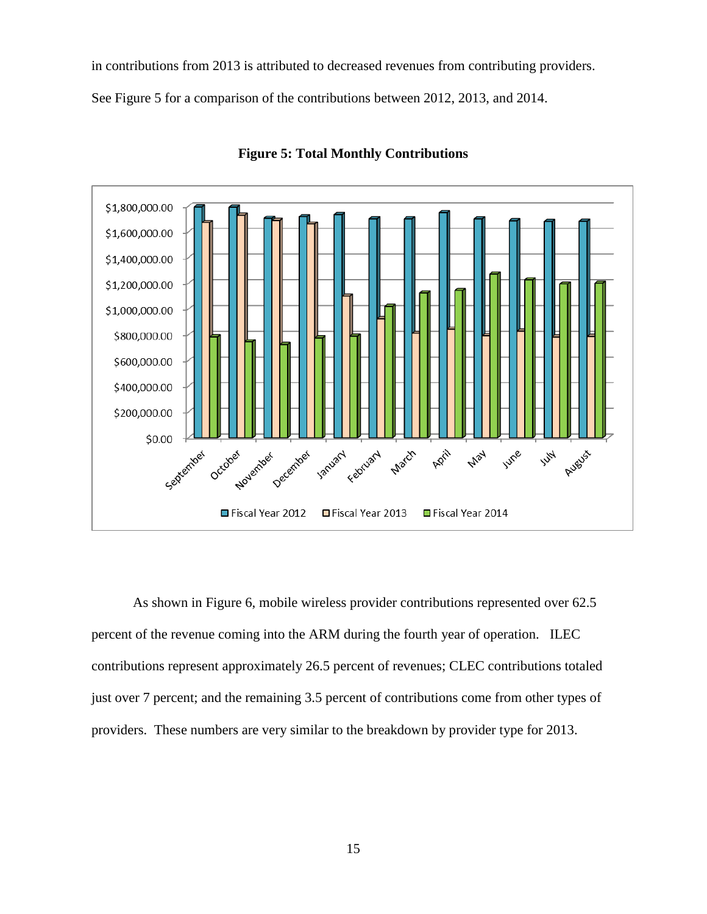in contributions from 2013 is attributed to decreased revenues from contributing providers. See Figure 5 for a comparison of the contributions between 2012, 2013, and 2014.

**Figure 5: Total Monthly Contributions**

As shown in Figure 6, mobile wireless provider contributions represented over 62.5 percent of the revenue coming into the ARM during the fourth year of operation. ILEC contributions represent approximately 26.5 percent of revenues; CLEC contributions totaled just over 7 percent; and the remaining 3.5 percent of contributions come from other types of providers. These numbers are very similar to the breakdown by provider type for 2013.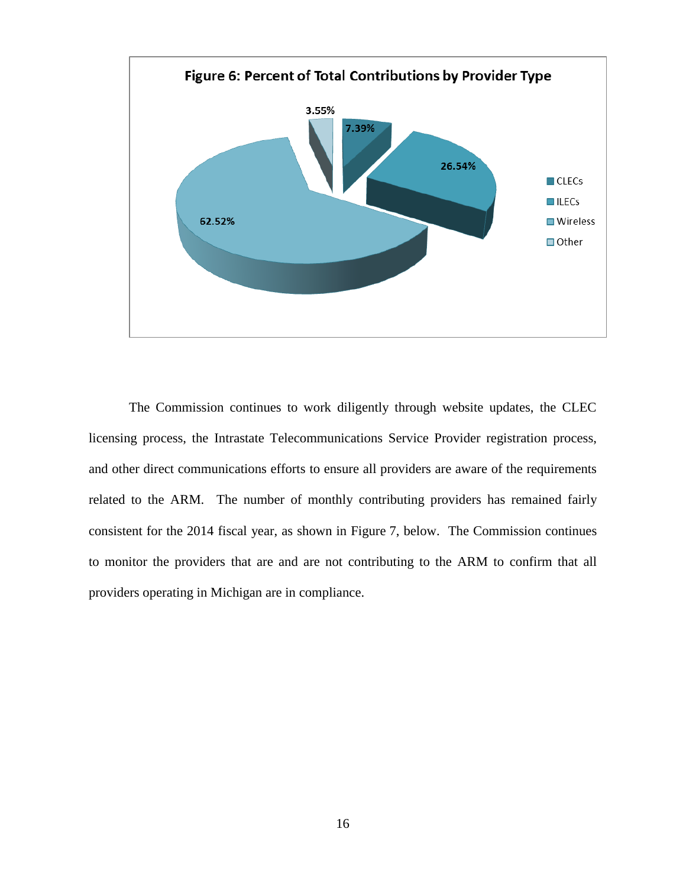**Figure 6: Percent of Total Contributions by Provider Type**

| Provider Type | Percent |
|---|---|
| CLECs | 7.39% |
| ILECs | 26.54% |
| Wireless | 62.52% |
| Other | 3.55% |

The Commission continues to work diligently through website updates, the CLEC licensing process, the Intrastate Telecommunications Service Provider registration process, and other direct communications efforts to ensure all providers are aware of the requirements related to the ARM. The number of monthly contributing providers has remained fairly consistent for the 2014 fiscal year, as shown in Figure 7, below. The Commission continues to monitor the providers that are and are not contributing to the ARM to confirm that all providers operating in Michigan are in compliance.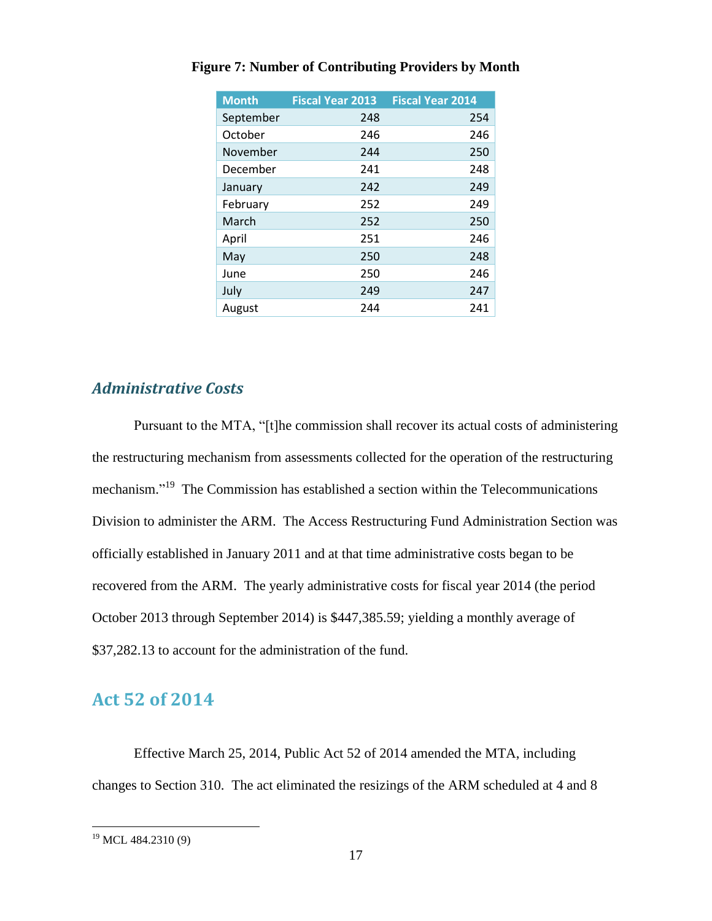**Figure 7: Number of Contributing Providers by Month**

| Month | Fiscal Year 2013 | Fiscal Year 2014 |
|---|---|---|
| September | 248 | 254 |
| October | 246 | 246 |
| November | 244 | 250 |
| December | 241 | 248 |
| January | 242 | 249 |
| February | 252 | 249 |
| March | 252 | 250 |
| April | 251 | 246 |
| May | 250 | 248 |
| June | 250 | 246 |
| July | 249 | 247 |
| August | 244 | 241 |

## *Administrative Costs*

Pursuant to the MTA, "[t]he commission shall recover its actual costs of administering the restructuring mechanism from assessments collected for the operation of the restructuring mechanism."[19] The Commission has established a section within the Telecommunications Division to administer the ARM. The Access Restructuring Fund Administration Section was officially established in January 2011 and at that time administrative costs began to be recovered from the ARM. The yearly administrative costs for fiscal year 2014 (the period October 2013 through September 2014) is $447,385.59; yielding a monthly average of $37,282.13 to account for the administration of the fund.

## Act 52 of 2014

Effective March 25, 2014, Public Act 52 of 2014 amended the MTA, including changes to Section 310. The act eliminated the resizings of the ARM scheduled at 4 and 8

[19] MCL 484.2310 (9)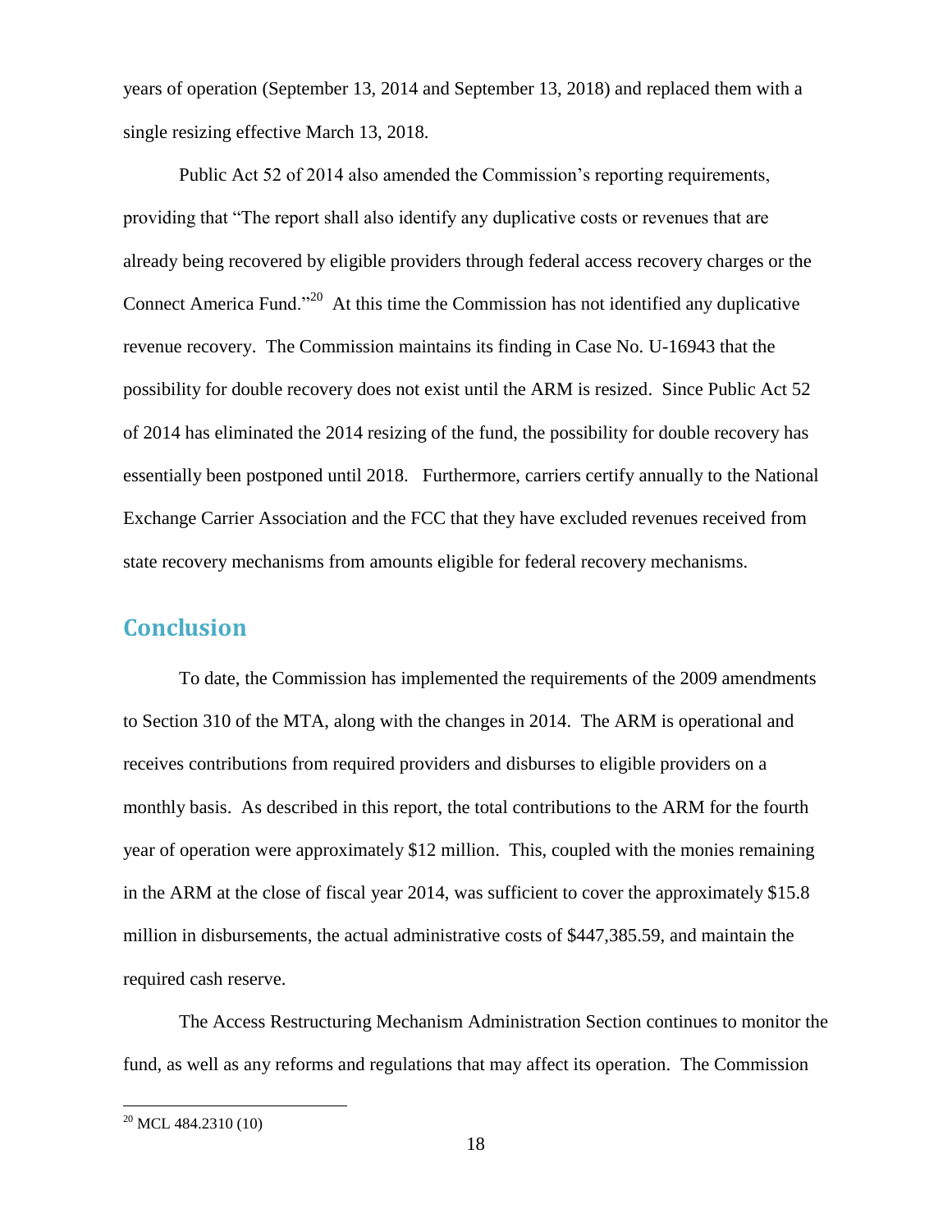years of operation (September 13, 2014 and September 13, 2018) and replaced them with a single resizing effective March 13, 2018.

Public Act 52 of 2014 also amended the Commission's reporting requirements, providing that "The report shall also identify any duplicative costs or revenues that are already being recovered by eligible providers through federal access recovery charges or the Connect America Fund."[20] At this time the Commission has not identified any duplicative revenue recovery. The Commission maintains its finding in Case No. U-16943 that the possibility for double recovery does not exist until the ARM is resized. Since Public Act 52 of 2014 has eliminated the 2014 resizing of the fund, the possibility for double recovery has essentially been postponed until 2018. Furthermore, carriers certify annually to the National Exchange Carrier Association and the FCC that they have excluded revenues received from state recovery mechanisms from amounts eligible for federal recovery mechanisms.

## Conclusion

To date, the Commission has implemented the requirements of the 2009 amendments to Section 310 of the MTA, along with the changes in 2014. The ARM is operational and receives contributions from required providers and disburses to eligible providers on a monthly basis. As described in this report, the total contributions to the ARM for the fourth year of operation were approximately $12 million. This, coupled with the monies remaining in the ARM at the close of fiscal year 2014, was sufficient to cover the approximately $15.8 million in disbursements, the actual administrative costs of $447,385.59, and maintain the required cash reserve.

The Access Restructuring Mechanism Administration Section continues to monitor the fund, as well as any reforms and regulations that may affect its operation. The Commission

[20] MCL 484.2310 (10)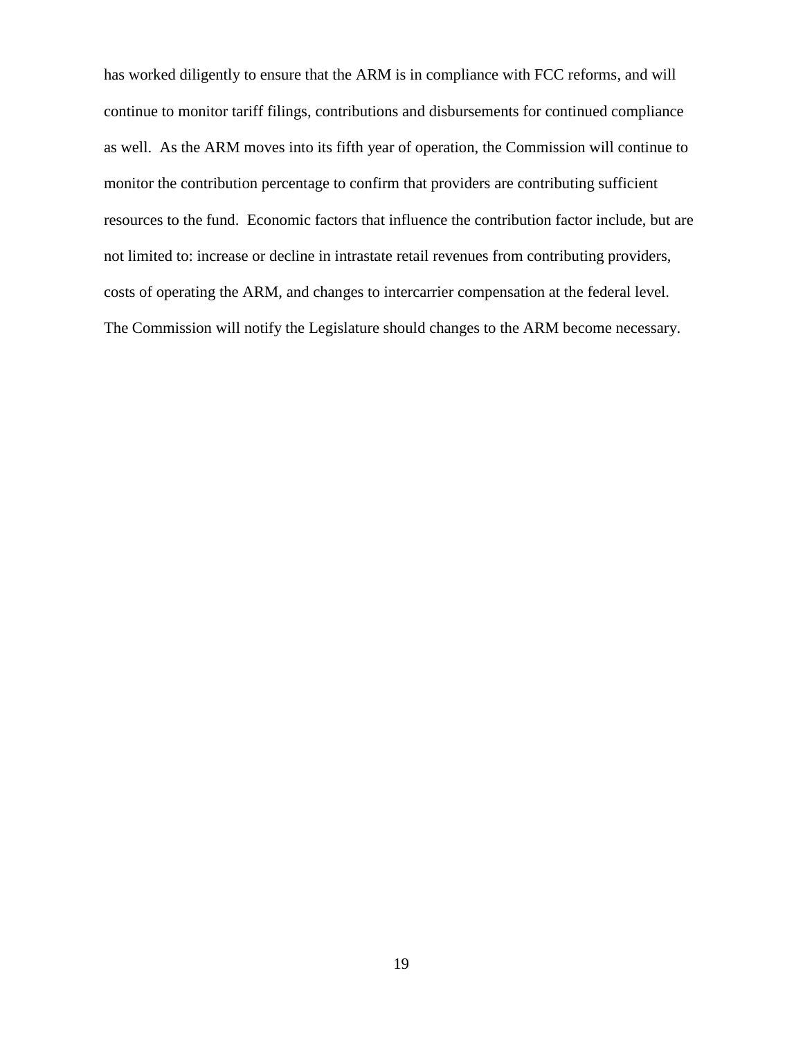has worked diligently to ensure that the ARM is in compliance with FCC reforms, and will continue to monitor tariff filings, contributions and disbursements for continued compliance as well. As the ARM moves into its fifth year of operation, the Commission will continue to monitor the contribution percentage to confirm that providers are contributing sufficient resources to the fund. Economic factors that influence the contribution factor include, but are not limited to: increase or decline in intrastate retail revenues from contributing providers, costs of operating the ARM, and changes to intercarrier compensation at the federal level. The Commission will notify the Legislature should changes to the ARM become necessary.